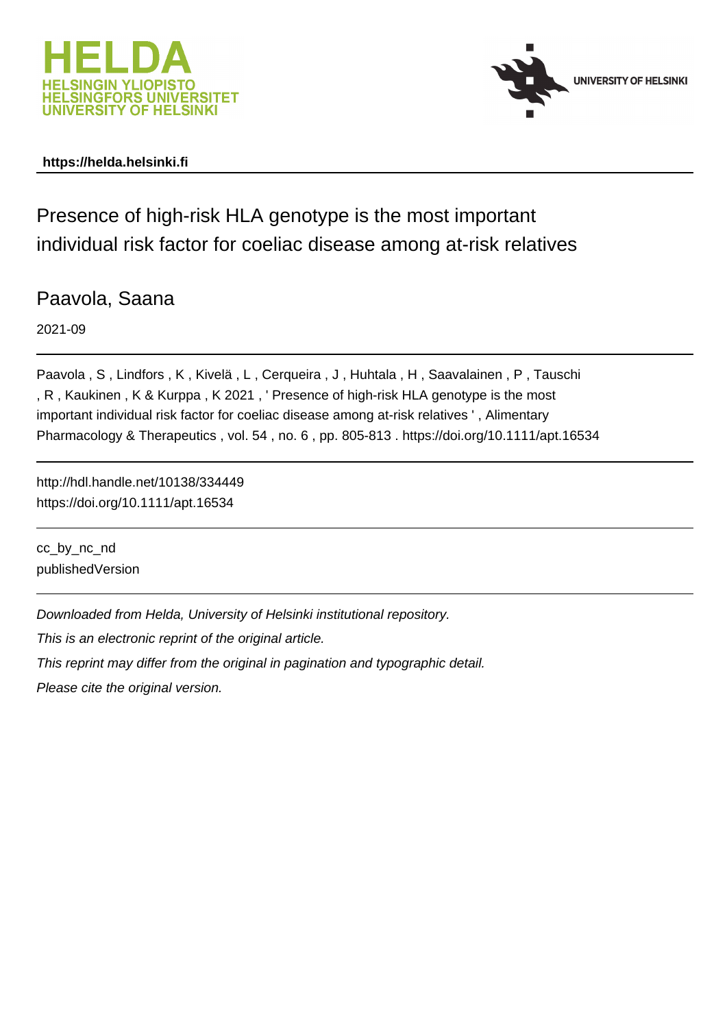HELDA
HELSINGIN YLIOPISTO
HELSINGFORS UNIVERSITET
UNIVERSITY OF HELSINKI

UNIVERSITY OF HELSINKI

**https://helda.helsinki.fi**

# Presence of high-risk HLA genotype is the most important individual risk factor for coeliac disease among at-risk relatives

Paavola, Saana

2021-09

Paavola, S, Lindfors, K, Kivelä, L, Cerqueira, J, Huhtala, H, Saavalainen, P, Tauschi, R, Kaukinen, K & Kurppa, K 2021, ' Presence of high-risk HLA genotype is the most important individual risk factor for coeliac disease among at-risk relatives ', Alimentary Pharmacology & Therapeutics, vol. 54, no. 6, pp. 805-813. https://doi.org/10.1111/apt.16534

http://hdl.handle.net/10138/334449
https://doi.org/10.1111/apt.16534

cc_by_nc_nd
publishedVersion

*Downloaded from Helda, University of Helsinki institutional repository.*
*This is an electronic reprint of the original article.*
*This reprint may differ from the original in pagination and typographic detail.*
*Please cite the original version.*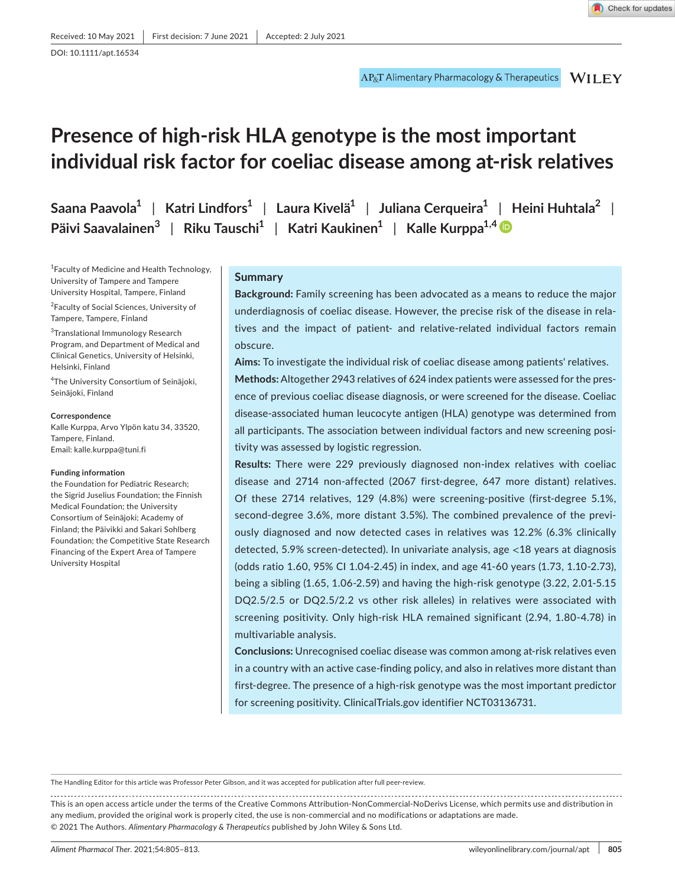Received: 10 May 2021 | First decision: 7 June 2021 | Accepted: 2 July 2021

DOI: 10.1111/apt.16534

# Presence of high-risk HLA genotype is the most important individual risk factor for coeliac disease among at-risk relatives

Saana Paavola[1] | Katri Lindfors[1] | Laura Kivelä[1] | Juliana Cerqueira[1] | Heini Huhtala[2] | Päivi Saavalainen[3] | Riku Tauschi[1] | Katri Kaukinen[1] | Kalle Kurppa[1,4]

[1]Faculty of Medicine and Health Technology, University of Tampere and Tampere University Hospital, Tampere, Finland

[2]Faculty of Social Sciences, University of Tampere, Tampere, Finland

[3]Translational Immunology Research Program, and Department of Medical and Clinical Genetics, University of Helsinki, Helsinki, Finland

[4]The University Consortium of Seinäjoki, Seinäjoki, Finland

**Correspondence**
Kalle Kurppa, Arvo Ylpön katu 34, 33520, Tampere, Finland.
Email: kalle.kurppa@tuni.fi

**Funding information**
the Foundation for Pediatric Research; the Sigrid Juselius Foundation; the Finnish Medical Foundation; the University Consortium of Seinäjoki; Academy of Finland; the Päivikki and Sakari Sohlberg Foundation; the Competitive State Research Financing of the Expert Area of Tampere University Hospital

## Summary

**Background:** Family screening has been advocated as a means to reduce the major underdiagnosis of coeliac disease. However, the precise risk of the disease in relatives and the impact of patient- and relative-related individual factors remain obscure.

**Aims:** To investigate the individual risk of coeliac disease among patients' relatives.

**Methods:** Altogether 2943 relatives of 624 index patients were assessed for the presence of previous coeliac disease diagnosis, or were screened for the disease. Coeliac disease-associated human leucocyte antigen (HLA) genotype was determined from all participants. The association between individual factors and new screening positivity was assessed by logistic regression.

**Results:** There were 229 previously diagnosed non-index relatives with coeliac disease and 2714 non-affected (2067 first-degree, 647 more distant) relatives. Of these 2714 relatives, 129 (4.8%) were screening-positive (first-degree 5.1%, second-degree 3.6%, more distant 3.5%). The combined prevalence of the previously diagnosed and now detected cases in relatives was 12.2% (6.3% clinically detected, 5.9% screen-detected). In univariate analysis, age <18 years at diagnosis (odds ratio 1.60, 95% CI 1.04-2.45) in index, and age 41-60 years (1.73, 1.10-2.73), being a sibling (1.65, 1.06-2.59) and having the high-risk genotype (3.22, 2.01-5.15 DQ2.5/2.5 or DQ2.5/2.2 vs other risk alleles) in relatives were associated with screening positivity. Only high-risk HLA remained significant (2.94, 1.80-4.78) in multivariable analysis.

**Conclusions:** Unrecognised coeliac disease was common among at-risk relatives even in a country with an active case-finding policy, and also in relatives more distant than first-degree. The presence of a high-risk genotype was the most important predictor for screening positivity. ClinicalTrials.gov identifier NCT03136731.

The Handling Editor for this article was Professor Peter Gibson, and it was accepted for publication after full peer-review.

This is an open access article under the terms of the Creative Commons Attribution-NonCommercial-NoDerivs License, which permits use and distribution in any medium, provided the original work is properly cited, the use is non-commercial and no modifications or adaptations are made.
© 2021 The Authors. *Alimentary Pharmacology & Therapeutics* published by John Wiley & Sons Ltd.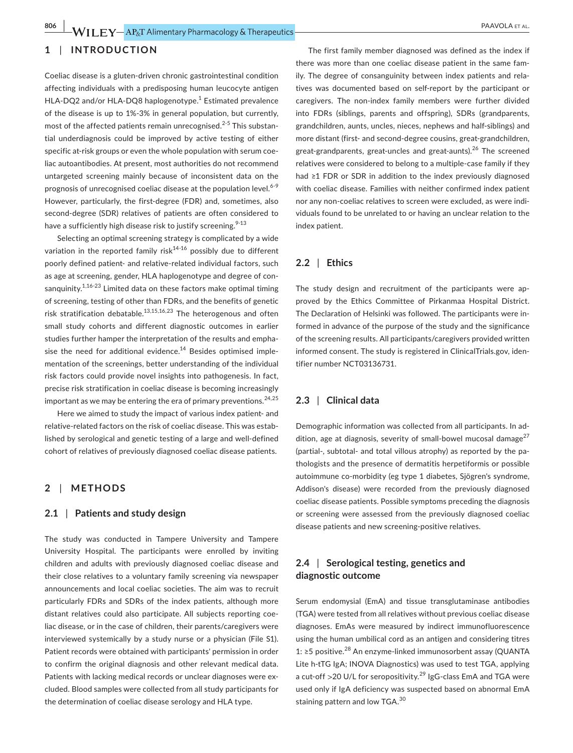## 1 | INTRODUCTION

Coeliac disease is a gluten-driven chronic gastrointestinal condition affecting individuals with a predisposing human leucocyte antigen HLA-DQ2 and/or HLA-DQ8 haplogenotype.[1] Estimated prevalence of the disease is up to 1%-3% in general population, but currently, most of the affected patients remain unrecognised.[2-5] This substantial underdiagnosis could be improved by active testing of either specific at-risk groups or even the whole population with serum coeliac autoantibodies. At present, most authorities do not recommend untargeted screening mainly because of inconsistent data on the prognosis of unrecognised coeliac disease at the population level.[6-9] However, particularly, the first-degree (FDR) and, sometimes, also second-degree (SDR) relatives of patients are often considered to have a sufficiently high disease risk to justify screening.[9-13]

Selecting an optimal screening strategy is complicated by a wide variation in the reported family risk[14-16] possibly due to different poorly defined patient- and relative-related individual factors, such as age at screening, gender, HLA haplogenotype and degree of consanguinity.[1,16-23] Limited data on these factors make optimal timing of screening, testing of other than FDRs, and the benefits of genetic risk stratification debatable.[13,15,16,23] The heterogenous and often small study cohorts and different diagnostic outcomes in earlier studies further hamper the interpretation of the results and emphasise the need for additional evidence.[14] Besides optimised implementation of the screenings, better understanding of the individual risk factors could provide novel insights into pathogenesis. In fact, precise risk stratification in coeliac disease is becoming increasingly important as we may be entering the era of primary preventions.[24,25]

Here we aimed to study the impact of various index patient- and relative-related factors on the risk of coeliac disease. This was established by serological and genetic testing of a large and well-defined cohort of relatives of previously diagnosed coeliac disease patients.

## 2 | METHODS

### 2.1 | Patients and study design

The study was conducted in Tampere University and Tampere University Hospital. The participants were enrolled by inviting children and adults with previously diagnosed coeliac disease and their close relatives to a voluntary family screening via newspaper announcements and local coeliac societies. The aim was to recruit particularly FDRs and SDRs of the index patients, although more distant relatives could also participate. All subjects reporting coeliac disease, or in the case of children, their parents/caregivers were interviewed systemically by a study nurse or a physician (File S1). Patient records were obtained with participants' permission in order to confirm the original diagnosis and other relevant medical data. Patients with lacking medical records or unclear diagnoses were excluded. Blood samples were collected from all study participants for the determination of coeliac disease serology and HLA type.

The first family member diagnosed was defined as the index if there was more than one coeliac disease patient in the same family. The degree of consanguinity between index patients and relatives was documented based on self-report by the participant or caregivers. The non-index family members were further divided into FDRs (siblings, parents and offspring), SDRs (grandparents, grandchildren, aunts, uncles, nieces, nephews and half-siblings) and more distant (first- and second-degree cousins, great-grandchildren, great-grandparents, great-uncles and great-aunts).[26] The screened relatives were considered to belong to a multiple-case family if they had ≥1 FDR or SDR in addition to the index previously diagnosed with coeliac disease. Families with neither confirmed index patient nor any non-coeliac relatives to screen were excluded, as were individuals found to be unrelated to or having an unclear relation to the index patient.

### 2.2 | Ethics

The study design and recruitment of the participants were approved by the Ethics Committee of Pirkanmaa Hospital District. The Declaration of Helsinki was followed. The participants were informed in advance of the purpose of the study and the significance of the screening results. All participants/caregivers provided written informed consent. The study is registered in ClinicalTrials.gov, identifier number NCT03136731.

### 2.3 | Clinical data

Demographic information was collected from all participants. In addition, age at diagnosis, severity of small-bowel mucosal damage[27] (partial-, subtotal- and total villous atrophy) as reported by the pathologists and the presence of dermatitis herpetiformis or possible autoimmune co-morbidity (eg type 1 diabetes, Sjögren's syndrome, Addison's disease) were recorded from the previously diagnosed coeliac disease patients. Possible symptoms preceding the diagnosis or screening were assessed from the previously diagnosed coeliac disease patients and new screening-positive relatives.

### 2.4 | Serological testing, genetics and diagnostic outcome

Serum endomysial (EmA) and tissue transglutaminase antibodies (TGA) were tested from all relatives without previous coeliac disease diagnoses. EmAs were measured by indirect immunofluorescence using the human umbilical cord as an antigen and considering titres 1: ≥5 positive.[28] An enzyme-linked immunosorbent assay (QUANTA Lite h-tTG IgA; INOVA Diagnostics) was used to test TGA, applying a cut-off >20 U/L for seropositivity.[29] IgG-class EmA and TGA were used only if IgA deficiency was suspected based on abnormal EmA staining pattern and low TGA.[30]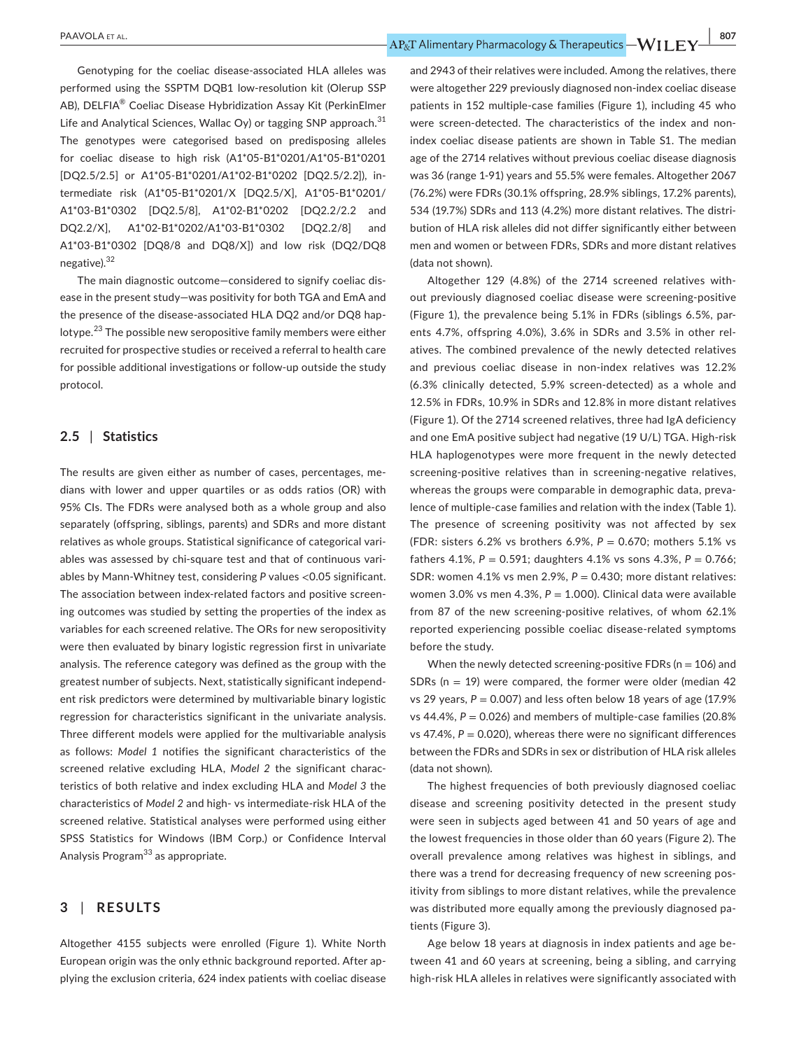Genotyping for the coeliac disease-associated HLA alleles was performed using the SSPTM DQB1 low-resolution kit (Olerup SSP AB), DELFIA® Coeliac Disease Hybridization Assay Kit (PerkinElmer Life and Analytical Sciences, Wallac Oy) or tagging SNP approach.[31] The genotypes were categorised based on predisposing alleles for coeliac disease to high risk (A1*05-B1*0201/A1*05-B1*0201 [DQ2.5/2.5] or A1*05-B1*0201/A1*02-B1*0202 [DQ2.5/2.2]), intermediate risk (A1*05-B1*0201/X [DQ2.5/X], A1*05-B1*0201/A1*03-B1*0302 [DQ2.5/8], A1*02-B1*0202 [DQ2.2/2.2 and DQ2.2/X], A1*02-B1*0202/A1*03-B1*0302 [DQ2.2/8] and A1*03-B1*0302 [DQ8/8 and DQ8/X]) and low risk (DQ2/DQ8 negative).[32]

The main diagnostic outcome—considered to signify coeliac disease in the present study—was positivity for both TGA and EmA and the presence of the disease-associated HLA DQ2 and/or DQ8 haplotype.[23] The possible new seropositive family members were either recruited for prospective studies or received a referral to health care for possible additional investigations or follow-up outside the study protocol.

### 2.5 | Statistics

The results are given either as number of cases, percentages, medians with lower and upper quartiles or as odds ratios (OR) with 95% CIs. The FDRs were analysed both as a whole group and also separately (offspring, siblings, parents) and SDRs and more distant relatives as whole groups. Statistical significance of categorical variables was assessed by chi-square test and that of continuous variables by Mann-Whitney test, considering $P$ values <0.05 significant. The association between index-related factors and positive screening outcomes was studied by setting the properties of the index as variables for each screened relative. The ORs for new seropositivity were then evaluated by binary logistic regression first in univariate analysis. The reference category was defined as the group with the greatest number of subjects. Next, statistically significant independent risk predictors were determined by multivariable binary logistic regression for characteristics significant in the univariate analysis. Three different models were applied for the multivariable analysis as follows: *Model 1* notifies the significant characteristics of the screened relative excluding HLA, *Model 2* the significant characteristics of both relative and index excluding HLA and *Model 3* the characteristics of *Model 2* and high- vs intermediate-risk HLA of the screened relative. Statistical analyses were performed using either SPSS Statistics for Windows (IBM Corp.) or Confidence Interval Analysis Program[33] as appropriate.

## 3 | RESULTS

Altogether 4155 subjects were enrolled (Figure 1). White North European origin was the only ethnic background reported. After applying the exclusion criteria, 624 index patients with coeliac disease and 2943 of their relatives were included. Among the relatives, there were altogether 229 previously diagnosed non-index coeliac disease patients in 152 multiple-case families (Figure 1), including 45 who were screen-detected. The characteristics of the index and non-index coeliac disease patients are shown in Table S1. The median age of the 2714 relatives without previous coeliac disease diagnosis was 36 (range 1-91) years and 55.5% were females. Altogether 2067 (76.2%) were FDRs (30.1% offspring, 28.9% siblings, 17.2% parents), 534 (19.7%) SDRs and 113 (4.2%) more distant relatives. The distribution of HLA risk alleles did not differ significantly either between men and women or between FDRs, SDRs and more distant relatives (data not shown).

Altogether 129 (4.8%) of the 2714 screened relatives without previously diagnosed coeliac disease were screening-positive (Figure 1), the prevalence being 5.1% in FDRs (siblings 6.5%, parents 4.7%, offspring 4.0%), 3.6% in SDRs and 3.5% in other relatives. The combined prevalence of the newly detected relatives and previous coeliac disease in non-index relatives was 12.2% (6.3% clinically detected, 5.9% screen-detected) as a whole and 12.5% in FDRs, 10.9% in SDRs and 12.8% in more distant relatives (Figure 1). Of the 2714 screened relatives, three had IgA deficiency and one EmA positive subject had negative (19 U/L) TGA. High-risk HLA haplogenotypes were more frequent in the newly detected screening-positive relatives than in screening-negative relatives, whereas the groups were comparable in demographic data, prevalence of multiple-case families and relation with the index (Table 1). The presence of screening positivity was not affected by sex (FDR: sisters 6.2% vs brothers 6.9%, $P$ = 0.670; mothers 5.1% vs fathers 4.1%, $P$ = 0.591; daughters 4.1% vs sons 4.3%, $P$ = 0.766; SDR: women 4.1% vs men 2.9%, $P$ = 0.430; more distant relatives: women 3.0% vs men 4.3%, $P$ = 1.000). Clinical data were available from 87 of the new screening-positive relatives, of whom 62.1% reported experiencing possible coeliac disease-related symptoms before the study.

When the newly detected screening-positive FDRs (n = 106) and SDRs (n = 19) were compared, the former were older (median 42 vs 29 years, $P$ = 0.007) and less often below 18 years of age (17.9% vs 44.4%, $P$ = 0.026) and members of multiple-case families (20.8% vs 47.4%, $P$ = 0.020), whereas there were no significant differences between the FDRs and SDRs in sex or distribution of HLA risk alleles (data not shown).

The highest frequencies of both previously diagnosed coeliac disease and screening positivity detected in the present study were seen in subjects aged between 41 and 50 years of age and the lowest frequencies in those older than 60 years (Figure 2). The overall prevalence among relatives was highest in siblings, and there was a trend for decreasing frequency of new screening positivity from siblings to more distant relatives, while the prevalence was distributed more equally among the previously diagnosed patients (Figure 3).

Age below 18 years at diagnosis in index patients and age between 41 and 60 years at screening, being a sibling, and carrying high-risk HLA alleles in relatives were significantly associated with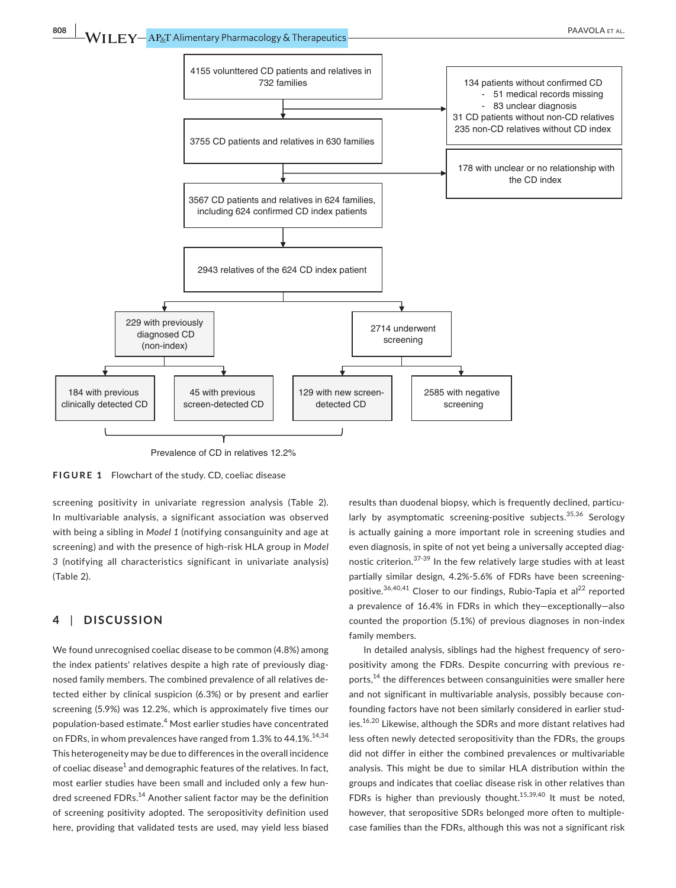4155 voluntteered CD patients and relatives in 732 families

134 patients without confirmed CD
- 51 medical records missing
- 83 unclear diagnosis

31 CD patients without non-CD relatives
235 non-CD relatives without CD index

3755 CD patients and relatives in 630 families

178 with unclear or no relationship with the CD index

3567 CD patients and relatives in 624 families, including 624 confirmed CD index patients

2943 relatives of the 624 CD index patient

229 with previously diagnosed CD (non-index)

2714 underwent screening

184 with previous clinically detected CD

45 with previous screen-detected CD

129 with new screen-detected CD

2585 with negative screening

Prevalence of CD in relatives 12.2%

**FIGURE 1** Flowchart of the study. CD, coeliac disease

screening positivity in univariate regression analysis (Table 2). In multivariable analysis, a significant association was observed with being a sibling in *Model 1* (notifying consanguinity and age at screening) and with the presence of high-risk HLA group in *Model 3* (notifying all characteristics significant in univariate analysis) (Table 2).

## 4 | DISCUSSION

We found unrecognised coeliac disease to be common (4.8%) among the index patients' relatives despite a high rate of previously diagnosed family members. The combined prevalence of all relatives detected either by clinical suspicion (6.3%) or by present and earlier screening (5.9%) was 12.2%, which is approximately five times our population-based estimate.[4] Most earlier studies have concentrated on FDRs, in whom prevalences have ranged from 1.3% to 44.1%.[14,34] This heterogeneity may be due to differences in the overall incidence of coeliac disease[1] and demographic features of the relatives. In fact, most earlier studies have been small and included only a few hundred screened FDRs.[14] Another salient factor may be the definition of screening positivity adopted. The seropositivity definition used here, providing that validated tests are used, may yield less biased results than duodenal biopsy, which is frequently declined, particularly by asymptomatic screening-positive subjects.[35,36] Serology is actually gaining a more important role in screening studies and even diagnosis, in spite of not yet being a universally accepted diagnostic criterion.[37-39] In the few relatively large studies with at least partially similar design, 4.2%-5.6% of FDRs have been screening-positive.[36,40,41] Closer to our findings, Rubio-Tapia et al[22] reported a prevalence of 16.4% in FDRs in which they—exceptionally—also counted the proportion (5.1%) of previous diagnoses in non-index family members.

In detailed analysis, siblings had the highest frequency of seropositivity among the FDRs. Despite concurring with previous reports,[14] the differences between consanguinities were smaller here and not significant in multivariable analysis, possibly because confounding factors have not been similarly considered in earlier studies.[16,20] Likewise, although the SDRs and more distant relatives had less often newly detected seropositivity than the FDRs, the groups did not differ in either the combined prevalences or multivariable analysis. This might be due to similar HLA distribution within the groups and indicates that coeliac disease risk in other relatives than FDRs is higher than previously thought.[15,39,40] It must be noted, however, that seropositive SDRs belonged more often to multiple-case families than the FDRs, although this was not a significant risk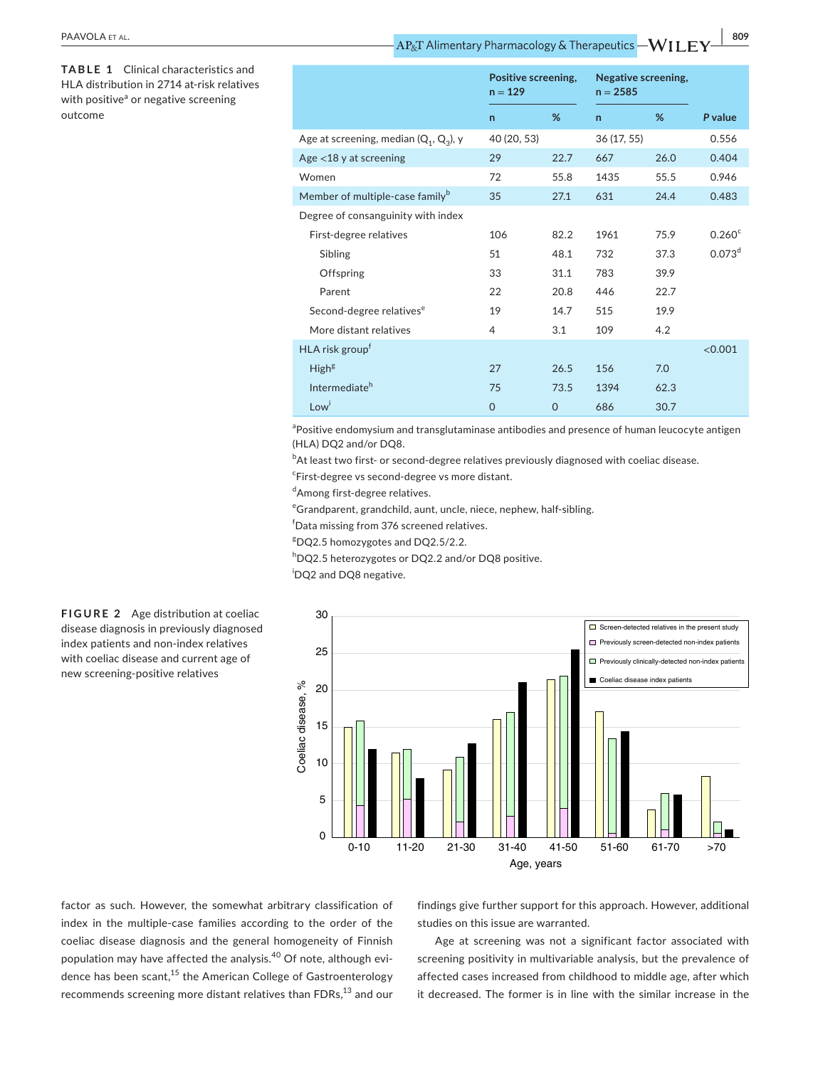**TABLE 1** Clinical characteristics and HLA distribution in 2714 at-risk relatives with positive[a] or negative screening outcome

| | Positive screening, n = 129 | | Negative screening, n = 2585 | | |
|---|---|---|---|---|---|
| | n | % | n | % | P value |
| Age at screening, median ($Q_1$, $Q_3$), y | 40 (20, 53) | | 36 (17, 55) | | 0.556 |
| Age <18 y at screening | 29 | 22.7 | 667 | 26.0 | 0.404 |
| Women | 72 | 55.8 | 1435 | 55.5 | 0.946 |
| Member of multiple-case family[b] | 35 | 27.1 | 631 | 24.4 | 0.483 |
| Degree of consanguinity with index | | | | | |
| First-degree relatives | 106 | 82.2 | 1961 | 75.9 | 0.260[c] |
| Sibling | 51 | 48.1 | 732 | 37.3 | 0.073[d] |
| Offspring | 33 | 31.1 | 783 | 39.9 | |
| Parent | 22 | 20.8 | 446 | 22.7 | |
| Second-degree relatives[e] | 19 | 14.7 | 515 | 19.9 | |
| More distant relatives | 4 | 3.1 | 109 | 4.2 | |
| HLA risk group[f] | | | | | <0.001 |
| High[g] | 27 | 26.5 | 156 | 7.0 | |
| Intermediate[h] | 75 | 73.5 | 1394 | 62.3 | |
| Low[i] | 0 | 0 | 686 | 30.7 | |

[a]Positive endomysium and transglutaminase antibodies and presence of human leucocyte antigen (HLA) DQ2 and/or DQ8.
[b]At least two first- or second-degree relatives previously diagnosed with coeliac disease.
[c]First-degree vs second-degree vs more distant.
[d]Among first-degree relatives.
[e]Grandparent, grandchild, aunt, uncle, niece, nephew, half-sibling.
[f]Data missing from 376 screened relatives.
[g]DQ2.5 homozygotes and DQ2.5/2.2.
[h]DQ2.5 heterozygotes or DQ2.2 and/or DQ8 positive.
[i]DQ2 and DQ8 negative.

**FIGURE 2** Age distribution at coeliac disease diagnosis in previously diagnosed index patients and non-index relatives with coeliac disease and current age of new screening-positive relatives

factor as such. However, the somewhat arbitrary classification of index in the multiple-case families according to the order of the coeliac disease diagnosis and the general homogeneity of Finnish population may have affected the analysis.[40] Of note, although evidence has been scant,[15] the American College of Gastroenterology recommends screening more distant relatives than FDRs,[13] and our findings give further support for this approach. However, additional studies on this issue are warranted.

Age at screening was not a significant factor associated with screening positivity in multivariable analysis, but the prevalence of affected cases increased from childhood to middle age, after which it decreased. The former is in line with the similar increase in the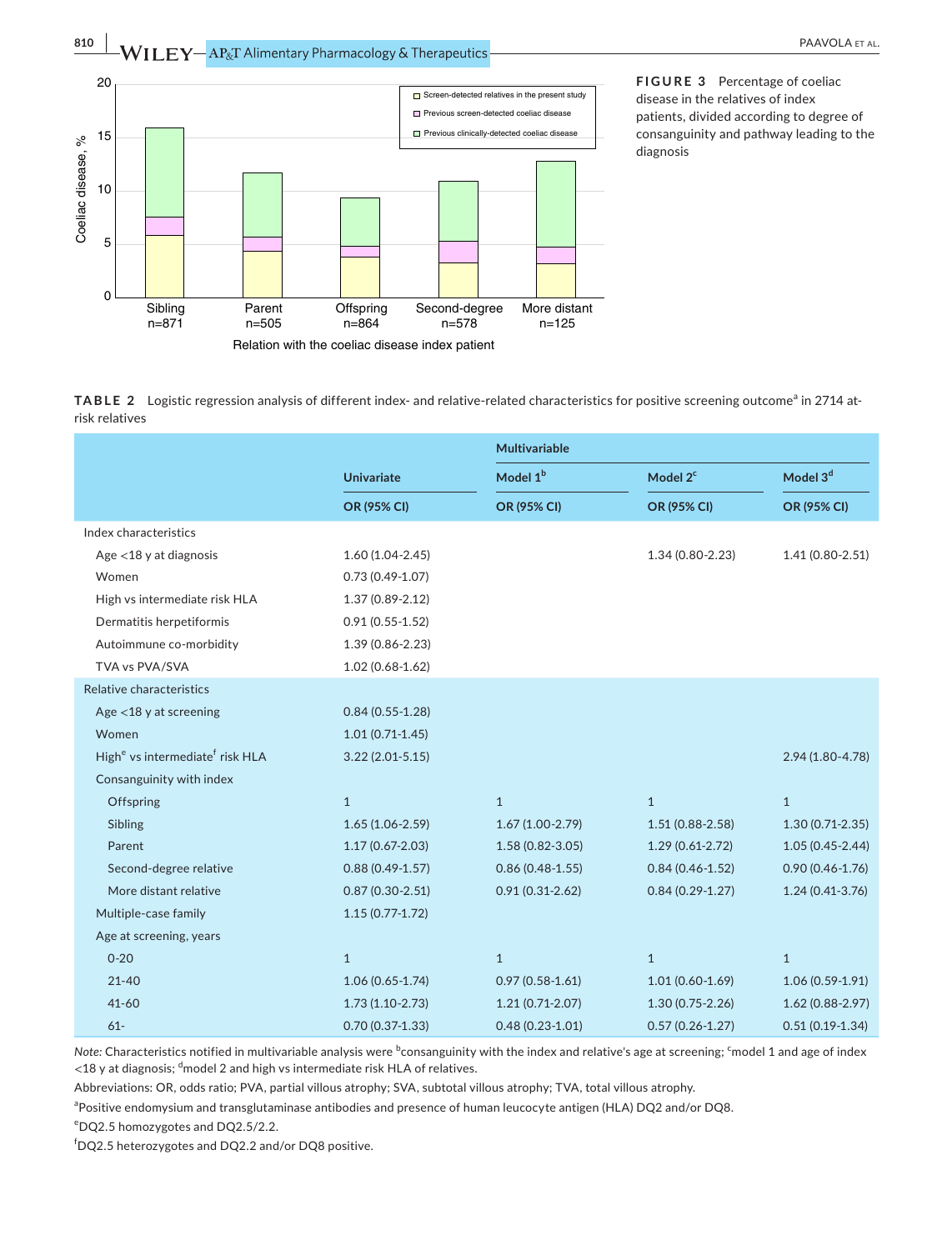**FIGURE 3** Percentage of coeliac disease in the relatives of index patients, divided according to degree of consanguinity and pathway leading to the diagnosis

**TABLE 2** Logistic regression analysis of different index- and relative-related characteristics for positive screening outcome[a] in 2714 at-risk relatives

| | Univariate | Multivariable | | |
|---|---|---|---|---|
| | | Model 1[b] | Model 2[c] | Model 3[d] |
| | OR (95% CI) | OR (95% CI) | OR (95% CI) | OR (95% CI) |
| Index characteristics | | | | |
| Age <18 y at diagnosis | 1.60 (1.04-2.45) | | 1.34 (0.80-2.23) | 1.41 (0.80-2.51) |
| Women | 0.73 (0.49-1.07) | | | |
| High vs intermediate risk HLA | 1.37 (0.89-2.12) | | | |
| Dermatitis herpetiformis | 0.91 (0.55-1.52) | | | |
| Autoimmune co-morbidity | 1.39 (0.86-2.23) | | | |
| TVA vs PVA/SVA | 1.02 (0.68-1.62) | | | |
| Relative characteristics | | | | |
| Age <18 y at screening | 0.84 (0.55-1.28) | | | |
| Women | 1.01 (0.71-1.45) | | | |
| High[e] vs intermediate[f] risk HLA | 3.22 (2.01-5.15) | | | 2.94 (1.80-4.78) |
| Consanguinity with index | | | | |
| Offspring | 1 | 1 | 1 | 1 |
| Sibling | 1.65 (1.06-2.59) | 1.67 (1.00-2.79) | 1.51 (0.88-2.58) | 1.30 (0.71-2.35) |
| Parent | 1.17 (0.67-2.03) | 1.58 (0.82-3.05) | 1.29 (0.61-2.72) | 1.05 (0.45-2.44) |
| Second-degree relative | 0.88 (0.49-1.57) | 0.86 (0.48-1.55) | 0.84 (0.46-1.52) | 0.90 (0.46-1.76) |
| More distant relative | 0.87 (0.30-2.51) | 0.91 (0.31-2.62) | 0.84 (0.29-1.27) | 1.24 (0.41-3.76) |
| Multiple-case family | 1.15 (0.77-1.72) | | | |
| Age at screening, years | | | | |
| 0-20 | 1 | 1 | 1 | 1 |
| 21-40 | 1.06 (0.65-1.74) | 0.97 (0.58-1.61) | 1.01 (0.60-1.69) | 1.06 (0.59-1.91) |
| 41-60 | 1.73 (1.10-2.73) | 1.21 (0.71-2.07) | 1.30 (0.75-2.26) | 1.62 (0.88-2.97) |
| 61- | 0.70 (0.37-1.33) | 0.48 (0.23-1.01) | 0.57 (0.26-1.27) | 0.51 (0.19-1.34) |

*Note:* Characteristics notified in multivariable analysis were [b]consanguinity with the index and relative's age at screening; [c]model 1 and age of index <18 y at diagnosis; [d]model 2 and high vs intermediate risk HLA of relatives.

Abbreviations: OR, odds ratio; PVA, partial villous atrophy; SVA, subtotal villous atrophy; TVA, total villous atrophy.

[a]Positive endomysium and transglutaminase antibodies and presence of human leucocyte antigen (HLA) DQ2 and/or DQ8.

[e]DQ2.5 homozygotes and DQ2.5/2.2.

[f]DQ2.5 heterozygotes and DQ2.2 and/or DQ8 positive.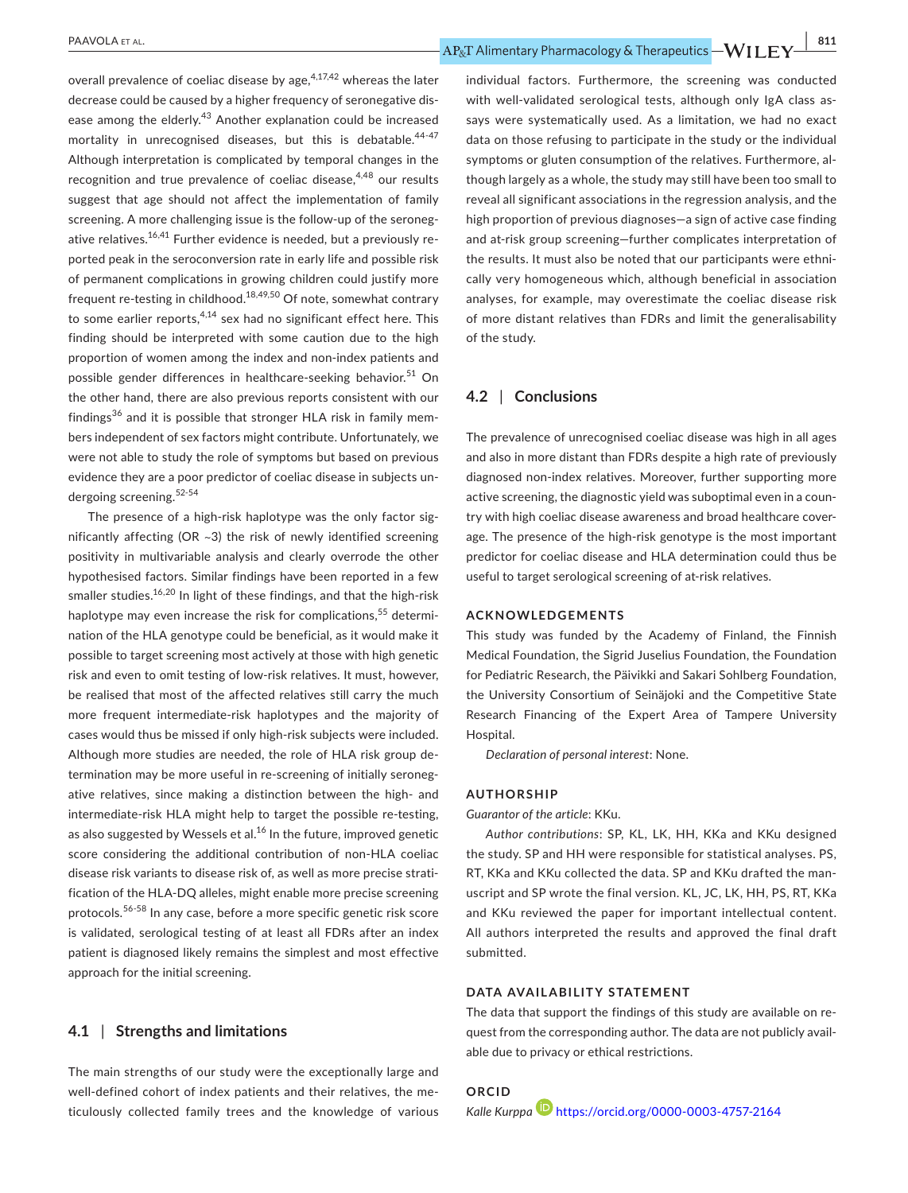overall prevalence of coeliac disease by age,[4,17,42] whereas the later decrease could be caused by a higher frequency of seronegative disease among the elderly.[43] Another explanation could be increased mortality in unrecognised diseases, but this is debatable.[44-47] Although interpretation is complicated by temporal changes in the recognition and true prevalence of coeliac disease,[4,48] our results suggest that age should not affect the implementation of family screening. A more challenging issue is the follow-up of the seronegative relatives.[16,41] Further evidence is needed, but a previously reported peak in the seroconversion rate in early life and possible risk of permanent complications in growing children could justify more frequent re-testing in childhood.[18,49,50] Of note, somewhat contrary to some earlier reports,[4,14] sex had no significant effect here. This finding should be interpreted with some caution due to the high proportion of women among the index and non-index patients and possible gender differences in healthcare-seeking behavior.[51] On the other hand, there are also previous reports consistent with our findings[36] and it is possible that stronger HLA risk in family members independent of sex factors might contribute. Unfortunately, we were not able to study the role of symptoms but based on previous evidence they are a poor predictor of coeliac disease in subjects undergoing screening.[52-54]

The presence of a high-risk haplotype was the only factor significantly affecting (OR ~3) the risk of newly identified screening positivity in multivariable analysis and clearly overrode the other hypothesised factors. Similar findings have been reported in a few smaller studies.[16,20] In light of these findings, and that the high-risk haplotype may even increase the risk for complications,[55] determination of the HLA genotype could be beneficial, as it would make it possible to target screening most actively at those with high genetic risk and even to omit testing of low-risk relatives. It must, however, be realised that most of the affected relatives still carry the much more frequent intermediate-risk haplotypes and the majority of cases would thus be missed if only high-risk subjects were included. Although more studies are needed, the role of HLA risk group determination may be more useful in re-screening of initially seronegative relatives, since making a distinction between the high- and intermediate-risk HLA might help to target the possible re-testing, as also suggested by Wessels et al.[16] In the future, improved genetic score considering the additional contribution of non-HLA coeliac disease risk variants to disease risk of, as well as more precise stratification of the HLA-DQ alleles, might enable more precise screening protocols.[56-58] In any case, before a more specific genetic risk score is validated, serological testing of at least all FDRs after an index patient is diagnosed likely remains the simplest and most effective approach for the initial screening.

### 4.1 | Strengths and limitations

The main strengths of our study were the exceptionally large and well-defined cohort of index patients and their relatives, the meticulously collected family trees and the knowledge of various individual factors. Furthermore, the screening was conducted with well-validated serological tests, although only IgA class assays were systematically used. As a limitation, we had no exact data on those refusing to participate in the study or the individual symptoms or gluten consumption of the relatives. Furthermore, although largely as a whole, the study may still have been too small to reveal all significant associations in the regression analysis, and the high proportion of previous diagnoses—a sign of active case finding and at-risk group screening—further complicates interpretation of the results. It must also be noted that our participants were ethnically very homogeneous which, although beneficial in association analyses, for example, may overestimate the coeliac disease risk of more distant relatives than FDRs and limit the generalisability of the study.

### 4.2 | Conclusions

The prevalence of unrecognised coeliac disease was high in all ages and also in more distant than FDRs despite a high rate of previously diagnosed non-index relatives. Moreover, further supporting more active screening, the diagnostic yield was suboptimal even in a country with high coeliac disease awareness and broad healthcare coverage. The presence of the high-risk genotype is the most important predictor for coeliac disease and HLA determination could thus be useful to target serological screening of at-risk relatives.

## ACKNOWLEDGEMENTS

This study was funded by the Academy of Finland, the Finnish Medical Foundation, the Sigrid Juselius Foundation, the Foundation for Pediatric Research, the Päivikki and Sakari Sohlberg Foundation, the University Consortium of Seinäjoki and the Competitive State Research Financing of the Expert Area of Tampere University Hospital.

*Declaration of personal interest*: None.

## AUTHORSHIP

*Guarantor of the article*: KKu.

*Author contributions*: SP, KL, LK, HH, KKa and KKu designed the study. SP and HH were responsible for statistical analyses. PS, RT, KKa and KKu collected the data. SP and KKu drafted the manuscript and SP wrote the final version. KL, JC, LK, HH, PS, RT, KKa and KKu reviewed the paper for important intellectual content. All authors interpreted the results and approved the final draft submitted.

## DATA AVAILABILITY STATEMENT

The data that support the findings of this study are available on request from the corresponding author. The data are not publicly available due to privacy or ethical restrictions.

## ORCID

*Kalle Kurppa* https://orcid.org/0000-0003-4757-2164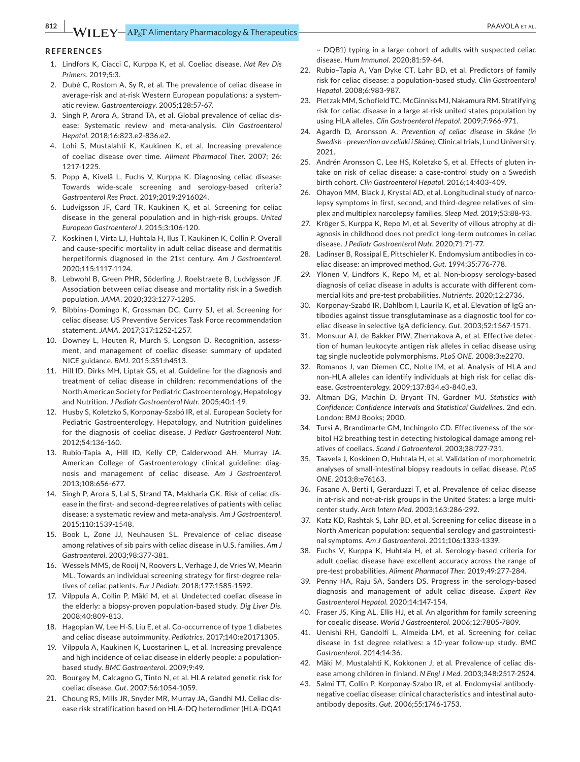## REFERENCES

1. Lindfors K, Ciacci C, Kurppa K, et al. Coeliac disease. *Nat Rev Dis Primers*. 2019;5:3.
2. Dubé C, Rostom A, Sy R, et al. The prevalence of celiac disease in average-risk and at-risk Western European populations: a systematic review. *Gastroenterology*. 2005;128:57-67.
3. Singh P, Arora A, Strand TA, et al. Global prevalence of celiac disease: Systematic review and meta-analysis. *Clin Gastroenterol Hepatol*. 2018;16:823.e2-836.e2.
4. Lohi S, Mustalahti K, Kaukinen K, et al. Increasing prevalence of coeliac disease over time. *Aliment Pharmacol Ther*. 2007; 26: 1217-1225.
5. Popp A, Kivelä L, Fuchs V, Kurppa K. Diagnosing celiac disease: Towards wide-scale screening and serology-based criteria? *Gastroenterol Res Pract*. 2019;2019:2916024.
6. Ludvigsson JF, Card TR, Kaukinen K, et al. Screening for celiac disease in the general population and in high-risk groups. *United European Gastroenterol J*. 2015;3:106-120.
7. Koskinen I, Virta LJ, Huhtala H, Ilus T, Kaukinen K, Collin P. Overall and cause-specific mortality in adult celiac disease and dermatitis herpetiformis diagnosed in the 21st century. *Am J Gastroenterol*. 2020;115:1117-1124.
8. Lebwohl B, Green PHR, Söderling J, Roelstraete B, Ludvigsson JF. Association between celiac disease and mortality risk in a Swedish population. *JAMA*. 2020;323:1277-1285.
9. Bibbins-Domingo K, Grossman DC, Curry SJ, et al. Screening for celiac disease: US Preventive Services Task Force recommendation statement. *JAMA*. 2017;317:1252-1257.
10. Downey L, Houten R, Murch S, Longson D. Recognition, assessment, and management of coeliac disease: summary of updated NICE guidance. *BMJ*. 2015;351:h4513.
11. Hill ID, Dirks MH, Liptak GS, et al. Guideline for the diagnosis and treatment of celiac disease in children: recommendations of the North American Society for Pediatric Gastroenterology, Hepatology and Nutrition. *J Pediatr Gastroenterol Nutr*. 2005;40:1-19.
12. Husby S, Koletzko S, Korponay-Szabó IR, et al. European Society for Pediatric Gastroenterology, Hepatology, and Nutrition guidelines for the diagnosis of coeliac disease. *J Pediatr Gastroenterol Nutr*. 2012;54:136-160.
13. Rubio-Tapia A, Hill ID, Kelly CP, Calderwood AH, Murray JA. American College of Gastroenterology clinical guideline: diagnosis and management of celiac disease. *Am J Gastroenterol*. 2013;108:656-677.
14. Singh P, Arora S, Lal S, Strand TA, Makharia GK. Risk of celiac disease in the first- and second-degree relatives of patients with celiac disease: a systematic review and meta-analysis. *Am J Gastroenterol*. 2015;110:1539-1548.
15. Book L, Zone JJ, Neuhausen SL. Prevalence of celiac disease among relatives of sib pairs with celiac disease in U.S. families. *Am J Gastroenterol*. 2003;98:377-381.
16. Wessels MMS, de Rooij N, Roovers L, Verhage J, de Vries W, Mearin ML. Towards an individual screening strategy for first-degree relatives of celiac patients. *Eur J Pediatr*. 2018;177:1585-1592.
17. Vilppula A, Collin P, Mäki M, et al. Undetected coeliac disease in the elderly: a biopsy-proven population-based study. *Dig Liver Dis*. 2008;40:809-813.
18. Hagopian W, Lee H-S, Liu E, et al. Co-occurrence of type 1 diabetes and celiac disease autoimmunity. *Pediatrics*. 2017;140:e20171305.
19. Vilppula A, Kaukinen K, Luostarinen L, et al. Increasing prevalence and high incidence of celiac disease in elderly people: a population-based study. *BMC Gastroenterol*. 2009;9:49.
20. Bourgey M, Calcagno G, Tinto N, et al. HLA related genetic risk for coeliac disease. *Gut*. 2007;56:1054-1059.
21. Choung RS, Mills JR, Snyder MR, Murray JA, Gandhi MJ. Celiac disease risk stratification based on HLA-DQ heterodimer (HLA-DQA1 ~ DQB1) typing in a large cohort of adults with suspected celiac disease. *Hum Immunol*. 2020;81:59-64.
22. Rubio–Tapia A, Van Dyke CT, Lahr BD, et al. Predictors of family risk for celiac disease: a population-based study. *Clin Gastroenterol Hepatol*. 2008;6:983-987.
23. Pietzak MM, Schofield TC, McGinniss MJ, Nakamura RM. Stratifying risk for celiac disease in a large at-risk united states population by using HLA alleles. *Clin Gastroenterol Hepatol*. 2009;7:966-971.
24. Agardh D, Aronsson A. *Prevention of celiac disease in Skåne (in Swedish - prevention av celiaki i Skåne)*. Clinical trials, Lund University. 2021.
25. Andrén Aronsson C, Lee HS, Koletzko S, et al. Effects of gluten intake on risk of celiac disease: a case-control study on a Swedish birth cohort. *Clin Gastroenterol Hepatol*. 2016;14:403-409.
26. Ohayon MM, Black J, Krystal AD, et al. Longitudinal study of narcolepsy symptoms in first, second, and third-degree relatives of simplex and multiplex narcolepsy families. *Sleep Med*. 2019;53:88-93.
27. Kröger S, Kurppa K, Repo M, et al. Severity of villous atrophy at diagnosis in childhood does not predict long-term outcomes in celiac disease. *J Pediatr Gastroenterol Nutr*. 2020;71:71-77.
28. Ladinser B, Rossipal E, Pittschieler K. Endomysium antibodies in coeliac disease: an improved method. *Gut*. 1994;35:776-778.
29. Ylönen V, Lindfors K, Repo M, et al. Non-biopsy serology-based diagnosis of celiac disease in adults is accurate with different commercial kits and pre-test probabilities. *Nutrients*. 2020;12:2736.
30. Korponay-Szabó IR, Dahlbom I, Laurila K, et al. Elevation of IgG antibodies against tissue transglutaminase as a diagnostic tool for coeliac disease in selective IgA deficiency. *Gut*. 2003;52:1567-1571.
31. Monsuur AJ, de Bakker PIW, Zhernakova A, et al. Effective detection of human leukocyte antigen risk alleles in celiac disease using tag single nucleotide polymorphisms. *PLoS ONE*. 2008;3:e2270.
32. Romanos J, van Diemen CC, Nolte IM, et al. Analysis of HLA and non-HLA alleles can identify individuals at high risk for celiac disease. *Gastroenterology*. 2009;137:834.e3-840.e3.
33. Altman DG, Machin D, Bryant TN, Gardner MJ. *Statistics with Confidence: Confidence Intervals and Statistical Guidelines*. 2nd edn. London: BMJ Books; 2000.
34. Tursi A, Brandimarte GM, Inchingolo CD. Effectiveness of the sorbitol H2 breathing test in detecting histological damage among relatives of coeliacs. *Scand J Gatroenterol*. 2003;38:727-731.
35. Taavela J, Koskinen O, Huhtala H, et al. Validation of morphometric analyses of small-intestinal biopsy readouts in celiac disease. *PLoS ONE*. 2013;8:e76163.
36. Fasano A, Berti I, Gerarduzzi T, et al. Prevalence of celiac disease in at-risk and not-at-risk groups in the United States: a large multicenter study. *Arch Intern Med*. 2003;163:286-292.
37. Katz KD, Rashtak S, Lahr BD, et al. Screening for celiac disease in a North American population: sequential serology and gastrointestinal symptoms. *Am J Gastroenterol*. 2011;106:1333-1339.
38. Fuchs V, Kurppa K, Huhtala H, et al. Serology-based criteria for adult coeliac disease have excellent accuracy across the range of pre-test probabilities. *Aliment Pharmacol Ther*. 2019;49:277-284.
39. Penny HA, Raju SA, Sanders DS. Progress in the serology-based diagnosis and management of adult celiac disease. *Expert Rev Gastroenterol Hepatol*. 2020;14:147-154.
40. Fraser JS, King AL, Ellis HJ, et al. An algorithm for family screening for coealic disease. *World J Gastroenterol*. 2006;12:7805-7809.
41. Uenishi RH, Gandolfi L, Almeida LM, et al. Screening for celiac disease in 1st degree relatives: a 10-year follow-up study. *BMC Gastroenterol*. 2014;14:36.
42. Mäki M, Mustalahti K, Kokkonen J, et al. Prevalence of celiac disease among children in finland. *N Engl J Med*. 2003;348:2517-2524.
43. Salmi TT, Collin P, Korponay-Szabo IR, et al. Endomysial antibody-negative coeliac disease: clinical characteristics and intestinal autoantibody deposits. *Gut*. 2006;55:1746-1753.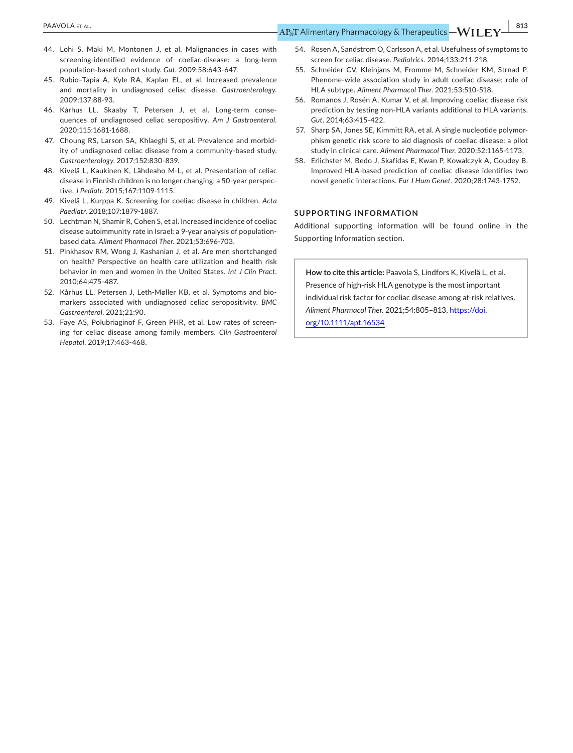44. Lohi S, Maki M, Montonen J, et al. Malignancies in cases with screening-identified evidence of coeliac-disease: a long-term population-based cohort study. *Gut*. 2009;58:643-647.
45. Rubio–Tapia A, Kyle RA, Kaplan EL, et al. Increased prevalence and mortality in undiagnosed celiac disease. *Gastroenterology*. 2009;137:88-93.
46. Kårhus LL, Skaaby T, Petersen J, et al. Long-term consequences of undiagnosed celiac seropositivy. *Am J Gastroenterol*. 2020;115:1681-1688.
47. Choung RS, Larson SA, Khlaeghi S, et al. Prevalence and morbidity of undiagnosed celiac disease from a community-based study. *Gastroenterology*. 2017;152:830-839.
48. Kivelä L, Kaukinen K, Lähdeaho M-L, et al. Presentation of celiac disease in Finnish children is no longer changing: a 50-year perspective. *J Pediatr*. 2015;167:1109-1115.
49. Kivelä L, Kurppa K. Screening for coeliac disease in children. *Acta Paediatr*. 2018;107:1879-1887.
50. Lechtman N, Shamir R, Cohen S, et al. Increased incidence of coeliac disease autoimmunity rate in Israel: a 9-year analysis of population-based data. *Aliment Pharmacol Ther*. 2021;53:696-703.
51. Pinkhasov RM, Wong J, Kashanian J, et al. Are men shortchanged on health? Perspective on health care utilization and health risk behavior in men and women in the United States. *Int J Clin Pract*. 2010;64:475-487.
52. Kårhus LL, Petersen J, Leth-Møller KB, et al. Symptoms and biomarkers associated with undiagnosed celiac seropositivity. *BMC Gastroenterol*. 2021;21:90.
53. Faye AS, Polubriaginof F, Green PHR, et al. Low rates of screening for celiac disease among family members. *Clin Gastroenterol Hepatol*. 2019;17:463-468.
54. Rosen A, Sandstrom O, Carlsson A, et al. Usefulness of symptoms to screen for celiac disease. *Pediatrics*. 2014;133:211-218.
55. Schneider CV, Kleinjans M, Fromme M, Schneider KM, Strnad P. Phenome-wide association study in adult coeliac disease: role of HLA subtype. *Aliment Pharmacol Ther*. 2021;53:510-518.
56. Romanos J, Rosén A, Kumar V, et al. Improving coeliac disease risk prediction by testing non-HLA variants additional to HLA variants. *Gut*. 2014;63:415-422.
57. Sharp SA, Jones SE, Kimmitt RA, et al. A single nucleotide polymorphism genetic risk score to aid diagnosis of coeliac disease: a pilot study in clinical care. *Aliment Pharmacol Ther*. 2020;52:1165-1173.
58. Erlichster M, Bedo J, Skafidas E, Kwan P, Kowalczyk A, Goudey B. Improved HLA-based prediction of coeliac disease identifies two novel genetic interactions. *Eur J Hum Genet*. 2020;28:1743-1752.

## SUPPORTING INFORMATION

Additional supporting information will be found online in the Supporting Information section.

**How to cite this article:** Paavola S, Lindfors K, Kivelä L, et al. Presence of high-risk HLA genotype is the most important individual risk factor for coeliac disease among at-risk relatives. *Aliment Pharmacol Ther*. 2021;54:805–813. https://doi.org/10.1111/apt.16534